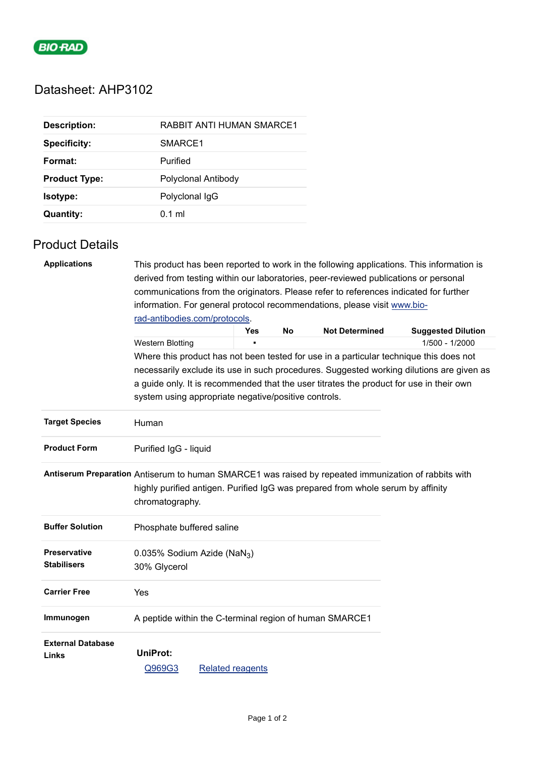BIO-RAD

# Datasheet: AHP3102

| | |
|---|---|
| **Description:** | RABBIT ANTI HUMAN SMARCE1 |
| **Specificity:** | SMARCE1 |
| **Format:** | Purified |
| **Product Type:** | Polyclonal Antibody |
| **Isotype:** | Polyclonal IgG |
| **Quantity:** | 0.1 ml |

## Product Details

**Applications**

This product has been reported to work in the following applications. This information is derived from testing within our laboratories, peer-reviewed publications or personal communications from the originators. Please refer to references indicated for further information. For general protocol recommendations, please visit www.bio-rad-antibodies.com/protocols.

| | Yes | No | Not Determined | Suggested Dilution |
|---|---|---|---|---|
| Western Blotting | ▪ | | | 1/500 - 1/2000 |

Where this product has not been tested for use in a particular technique this does not necessarily exclude its use in such procedures. Suggested working dilutions are given as a guide only. It is recommended that the user titrates the product for use in their own system using appropriate negative/positive controls.

**Target Species**

Human

**Product Form**

Purified IgG - liquid

**Antiserum Preparation**

Antiserum to human SMARCE1 was raised by repeated immunization of rabbits with highly purified antigen. Purified IgG was prepared from whole serum by affinity chromatography.

**Buffer Solution**

Phosphate buffered saline

**Preservative Stabilisers**

0.035% Sodium Azide ($NaN_3$)
30% Glycerol

**Carrier Free**

Yes

**Immunogen**

A peptide within the C-terminal region of human SMARCE1

**External Database Links**

**UniProt:**

Q969G3 Related reagents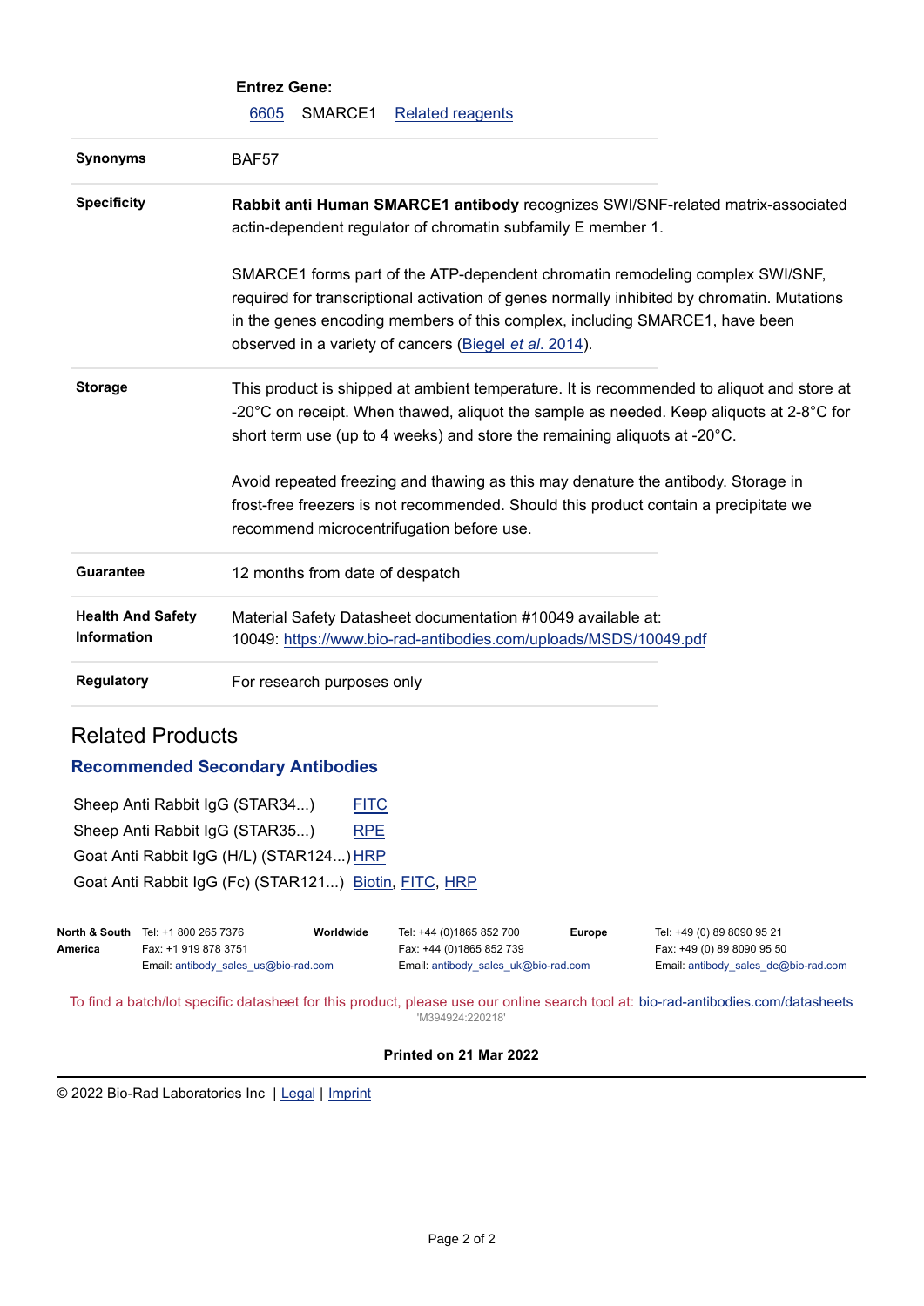**Entrez Gene:**

6605 SMARCE1 Related reagents

| | |
|---|---|
| **Synonyms** | BAF57 |
| **Specificity** | **Rabbit anti Human SMARCE1 antibody** recognizes SWI/SNF-related matrix-associated actin-dependent regulator of chromatin subfamily E member 1.<br><br>SMARCE1 forms part of the ATP-dependent chromatin remodeling complex SWI/SNF, required for transcriptional activation of genes normally inhibited by chromatin. Mutations in the genes encoding members of this complex, including SMARCE1, have been observed in a variety of cancers (Biegel *et al.* 2014). |
| **Storage** | This product is shipped at ambient temperature. It is recommended to aliquot and store at -20°C on receipt. When thawed, aliquot the sample as needed. Keep aliquots at 2-8°C for short term use (up to 4 weeks) and store the remaining aliquots at -20°C.<br><br>Avoid repeated freezing and thawing as this may denature the antibody. Storage in frost-free freezers is not recommended. Should this product contain a precipitate we recommend microcentrifugation before use. |
| **Guarantee** | 12 months from date of despatch |
| **Health And Safety Information** | Material Safety Datasheet documentation #10049 available at:<br>10049: https://www.bio-rad-antibodies.com/uploads/MSDS/10049.pdf |
| **Regulatory** | For research purposes only |

## Related Products

### Recommended Secondary Antibodies

| | |
|---|---|
| Sheep Anti Rabbit IgG (STAR34...) | FITC |
| Sheep Anti Rabbit IgG (STAR35...) | RPE |
| Goat Anti Rabbit IgG (H/L) (STAR124...) | HRP |
| Goat Anti Rabbit IgG (Fc) (STAR121...) | Biotin, FITC, HRP |

| | | |
|---|---|---|
| **North & South America** | Tel: +1 800 265 7376<br>Fax: +1 919 878 3751<br>Email: antibody_sales_us@bio-rad.com | |
| **Worldwide** | Tel: +44 (0)1865 852 700<br>Fax: +44 (0)1865 852 739<br>Email: antibody_sales_uk@bio-rad.com | |
| **Europe** | Tel: +49 (0) 89 8090 95 21<br>Fax: +49 (0) 89 8090 95 50<br>Email: antibody_sales_de@bio-rad.com | |

To find a batch/lot specific datasheet for this product, please use our online search tool at: bio-rad-antibodies.com/datasheets

'M394924:220218'

**Printed on 21 Mar 2022**

© 2022 Bio-Rad Laboratories Inc | Legal | Imprint